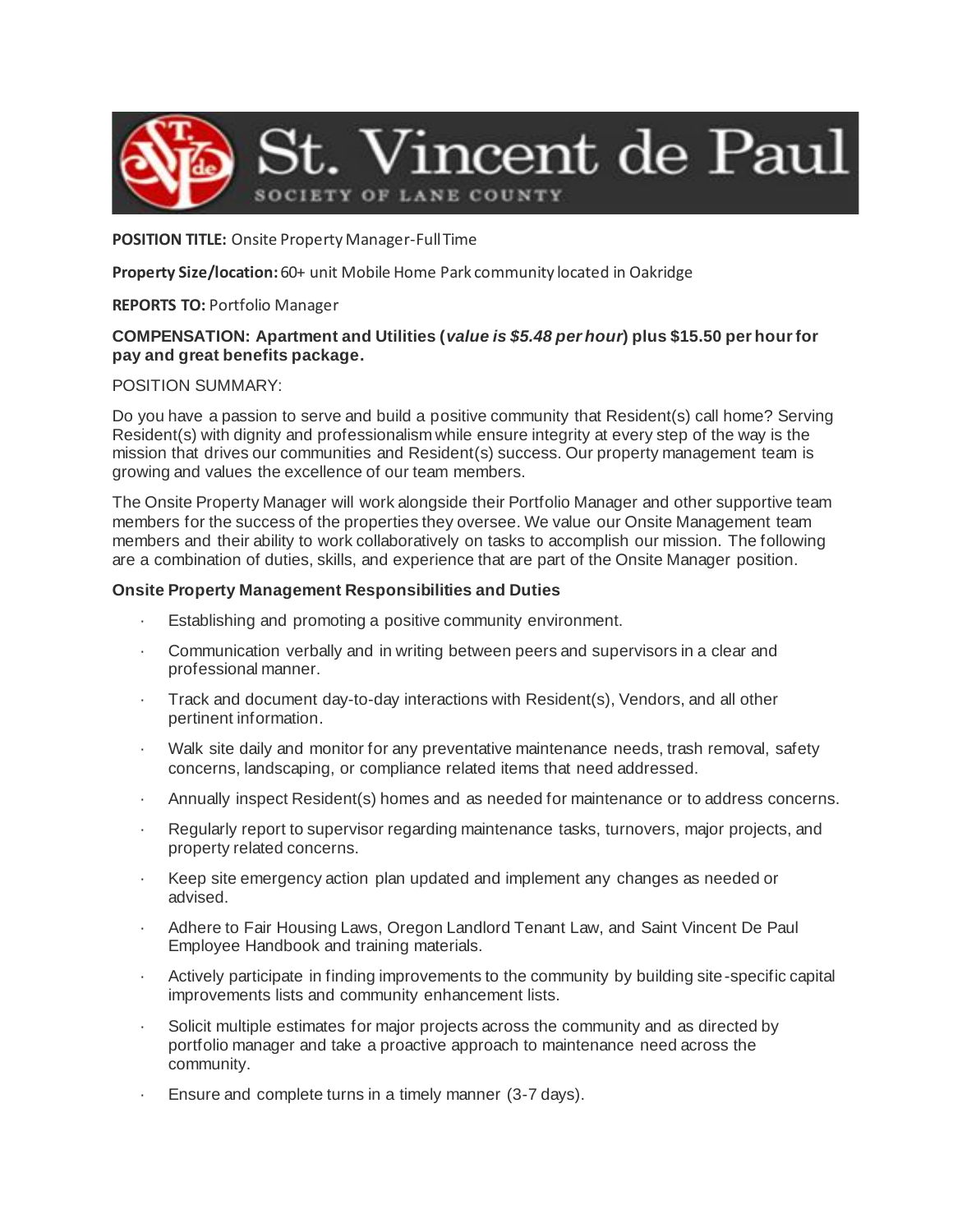# St. Vincent de Paul

SOCIETY OF LANE COUNTY

**POSITION TITLE:** Onsite Property Manager-Full Time

**Property Size/location:** 60+ unit Mobile Home Park community located in Oakridge

**REPORTS TO:** Portfolio Manager

**COMPENSATION: Apartment and Utilities (*value is $5.48 per hour*) plus $15.50 per hour for pay and great benefits package.**

POSITION SUMMARY:

Do you have a passion to serve and build a positive community that Resident(s) call home? Serving Resident(s) with dignity and professionalism while ensure integrity at every step of the way is the mission that drives our communities and Resident(s) success. Our property management team is growing and values the excellence of our team members.

The Onsite Property Manager will work alongside their Portfolio Manager and other supportive team members for the success of the properties they oversee. We value our Onsite Management team members and their ability to work collaboratively on tasks to accomplish our mission. The following are a combination of duties, skills, and experience that are part of the Onsite Manager position.

**Onsite Property Management Responsibilities and Duties**

- Establishing and promoting a positive community environment.
- Communication verbally and in writing between peers and supervisors in a clear and professional manner.
- Track and document day-to-day interactions with Resident(s), Vendors, and all other pertinent information.
- Walk site daily and monitor for any preventative maintenance needs, trash removal, safety concerns, landscaping, or compliance related items that need addressed.
- Annually inspect Resident(s) homes and as needed for maintenance or to address concerns.
- Regularly report to supervisor regarding maintenance tasks, turnovers, major projects, and property related concerns.
- Keep site emergency action plan updated and implement any changes as needed or advised.
- Adhere to Fair Housing Laws, Oregon Landlord Tenant Law, and Saint Vincent De Paul Employee Handbook and training materials.
- Actively participate in finding improvements to the community by building site-specific capital improvements lists and community enhancement lists.
- Solicit multiple estimates for major projects across the community and as directed by portfolio manager and take a proactive approach to maintenance need across the community.
- Ensure and complete turns in a timely manner (3-7 days).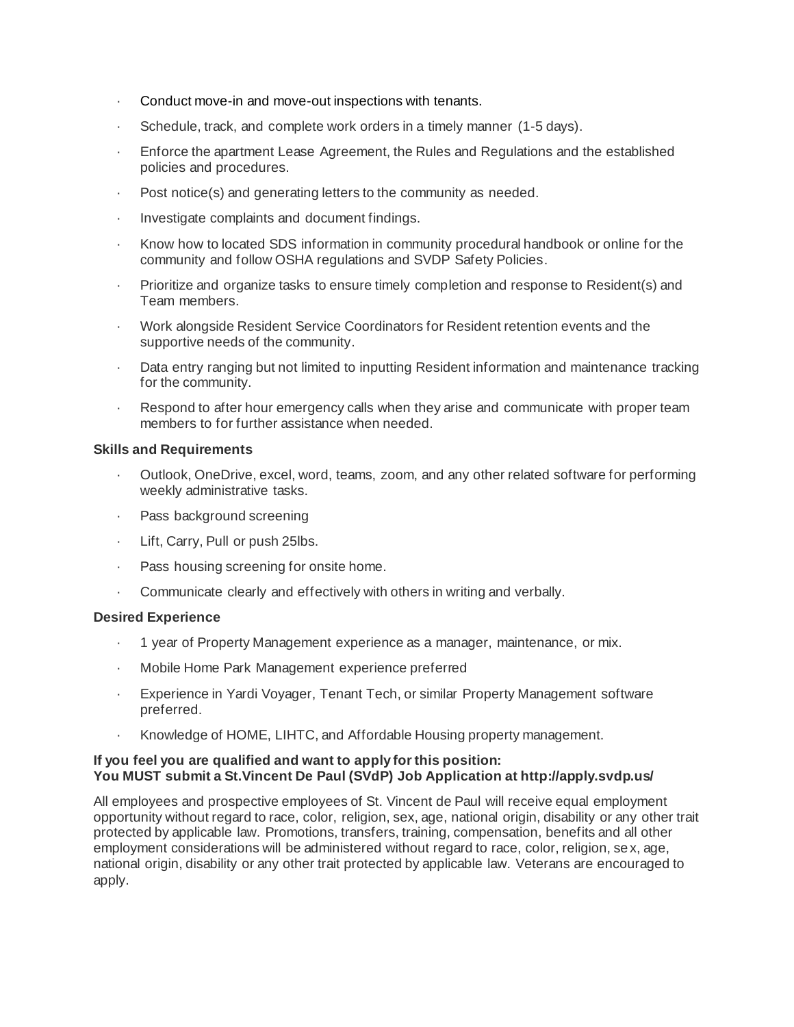- Conduct move-in and move-out inspections with tenants.
- Schedule, track, and complete work orders in a timely manner (1-5 days).
- Enforce the apartment Lease Agreement, the Rules and Regulations and the established policies and procedures.
- Post notice(s) and generating letters to the community as needed.
- Investigate complaints and document findings.
- Know how to located SDS information in community procedural handbook or online for the community and follow OSHA regulations and SVDP Safety Policies.
- Prioritize and organize tasks to ensure timely completion and response to Resident(s) and Team members.
- Work alongside Resident Service Coordinators for Resident retention events and the supportive needs of the community.
- Data entry ranging but not limited to inputting Resident information and maintenance tracking for the community.
- Respond to after hour emergency calls when they arise and communicate with proper team members to for further assistance when needed.

**Skills and Requirements**

- Outlook, OneDrive, excel, word, teams, zoom, and any other related software for performing weekly administrative tasks.
- Pass background screening
- Lift, Carry, Pull or push 25lbs.
- Pass housing screening for onsite home.
- Communicate clearly and effectively with others in writing and verbally.

**Desired Experience**

- 1 year of Property Management experience as a manager, maintenance, or mix.
- Mobile Home Park Management experience preferred
- Experience in Yardi Voyager, Tenant Tech, or similar Property Management software preferred.
- Knowledge of HOME, LIHTC, and Affordable Housing property management.

**If you feel you are qualified and want to apply for this position:**
**You MUST submit a St.Vincent De Paul (SVdP) Job Application at http://apply.svdp.us/**

All employees and prospective employees of St. Vincent de Paul will receive equal employment opportunity without regard to race, color, religion, sex, age, national origin, disability or any other trait protected by applicable law. Promotions, transfers, training, compensation, benefits and all other employment considerations will be administered without regard to race, color, religion, sex, age, national origin, disability or any other trait protected by applicable law. Veterans are encouraged to apply.